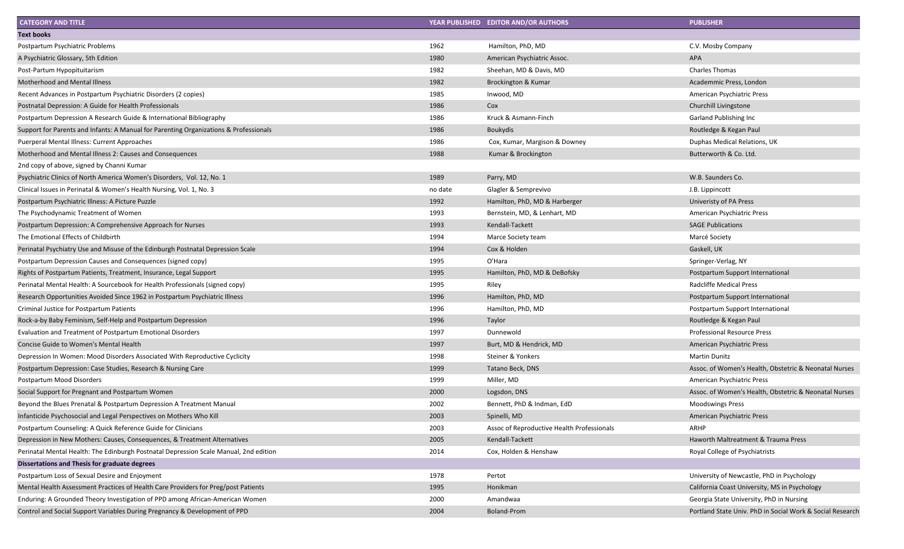| CATEGORY AND TITLE | YEAR PUBLISHED | EDITOR AND/OR AUTHORS | PUBLISHER |
|---|---|---|---|
| **Text books** | | | |
| Postpartum Psychiatric Problems | 1962 | Hamilton, PhD, MD | C.V. Mosby Company |
| A Psychiatric Glossary, 5th Edition | 1980 | American Psychiatric Assoc. | APA |
| Post-Partum Hypopituitarism | 1982 | Sheehan, MD & Davis, MD | Charles Thomas |
| Motherhood and Mental Illness | 1982 | Brockington & Kumar | Academmic Press, London |
| Recent Advances in Postpartum Psychiatric Disorders (2 copies) | 1985 | Inwood, MD | American Psychiatric Press |
| Postnatal Depression: A Guide for Health Professionals | 1986 | Cox | Churchill Livingstone |
| Postpartum Depression A Research Guide & International Bibliography | 1986 | Kruck & Asmann-Finch | Garland Publishing Inc |
| Support for Parents and Infants: A Manual for Parenting Organizations & Professionals | 1986 | Boukydis | Routledge & Kegan Paul |
| Puerperal Mental Illness: Current Approaches | 1986 | Cox, Kumar, Margison & Downey | Duphas Medical Relations, UK |
| Motherhood and Mental Illness 2: Causes and Consequences | 1988 | Kumar & Brockington | Butterworth & Co. Ltd. |
| 2nd copy of above, signed by Channi Kumar | | | |
| Psychiatric Clinics of North America Women's Disorders, Vol. 12, No. 1 | 1989 | Parry, MD | W.B. Saunders Co. |
| Clinical Issues in Perinatal & Women's Health Nursing, Vol. 1, No. 3 | no date | Glagler & Semprevivo | J.B. Lippincott |
| Postpartum Psychiatric Illness: A Picture Puzzle | 1992 | Hamilton, PhD, MD & Harberger | Univeristy of PA Press |
| The Psychodynamic Treatment of Women | 1993 | Bernstein, MD, & Lenhart, MD | American Psychiatric Press |
| Postpartum Depression: A Comprehensive Approach for Nurses | 1993 | Kendall-Tackett | SAGE Publications |
| The Emotional Effects of Childbirth | 1994 | Marce Society team | Marcé Society |
| Perinatal Psychiatry Use and Misuse of the Edinburgh Postnatal Depression Scale | 1994 | Cox & Holden | Gaskell, UK |
| Postpartum Depression Causes and Consequences (signed copy) | 1995 | O'Hara | Springer-Verlag, NY |
| Rights of Postpartum Patients, Treatment, Insurance, Legal Support | 1995 | Hamilton, PhD, MD & DeBofsky | Postpartum Support International |
| Perinatal Mental Health: A Sourcebook for Health Professionals (signed copy) | 1995 | Riley | Radcliffe Medical Press |
| Research Opportunities Avoided Since 1962 in Postpartum Psychiatric Illness | 1996 | Hamilton, PhD, MD | Postpartum Support International |
| Criminal Justice for Postpartum Patients | 1996 | Hamilton, PhD, MD | Postpartum Support International |
| Rock-a-by Baby Feminism, Self-Help and Postpartum Depression | 1996 | Taylor | Routledge & Kegan Paul |
| Evaluation and Treatment of Postpartum Emotional Disorders | 1997 | Dunnewold | Professional Resource Press |
| Concise Guide to Women's Mental Health | 1997 | Burt, MD & Hendrick, MD | American Psychiatric Press |
| Depression In Women: Mood Disorders Associated With Reproductive Cyclicity | 1998 | Steiner & Yonkers | Martin Dunitz |
| Postpartum Depression: Case Studies, Research & Nursing Care | 1999 | Tatano Beck, DNS | Assoc. of Women's Health, Obstetric & Neonatal Nurses |
| Postpartum Mood Disorders | 1999 | Miller, MD | American Psychiatric Press |
| Social Support for Pregnant and Postpartum Women | 2000 | Logsdon, DNS | Assoc. of Women's Health, Obstetric & Neonatal Nurses |
| Beyond the Blues Prenatal & Postpartum Depression A Treatment Manual | 2002 | Bennett, PhD & Indman, EdD | Moodswings Press |
| Infanticide Psychosocial and Legal Perspectives on Mothers Who Kill | 2003 | Spinelli, MD | American Psychiatric Press |
| Postpartum Counseling: A Quick Reference Guide for Clinicians | 2003 | Assoc of Reproductive Health Professionals | ARHP |
| Depression in New Mothers: Causes, Consequences, & Treatment Alternatives | 2005 | Kendall-Tackett | Haworth Maltreatment & Trauma Press |
| Perinatal Mental Health: The Edinburgh Postnatal Depression Scale Manual, 2nd edition | 2014 | Cox, Holden & Henshaw | Royal College of Psychiatrists |
| **Dissertations and Thesis for graduate degrees** | | | |
| Postpartum Loss of Sexual Desire and Enjoyment | 1978 | Pertot | University of Newcastle, PhD in Psychology |
| Mental Health Assessment Practices of Health Care Providers for Preg/post Patients | 1995 | Honikman | California Coast University, MS in Psychology |
| Enduring: A Grounded Theory Investigation of PPD among African-American Women | 2000 | Amandwaa | Georgia State University, PhD in Nursing |
| Control and Social Support Variables During Pregnancy & Development of PPD | 2004 | Boland-Prom | Portland State Univ. PhD in Social Work & Social Research |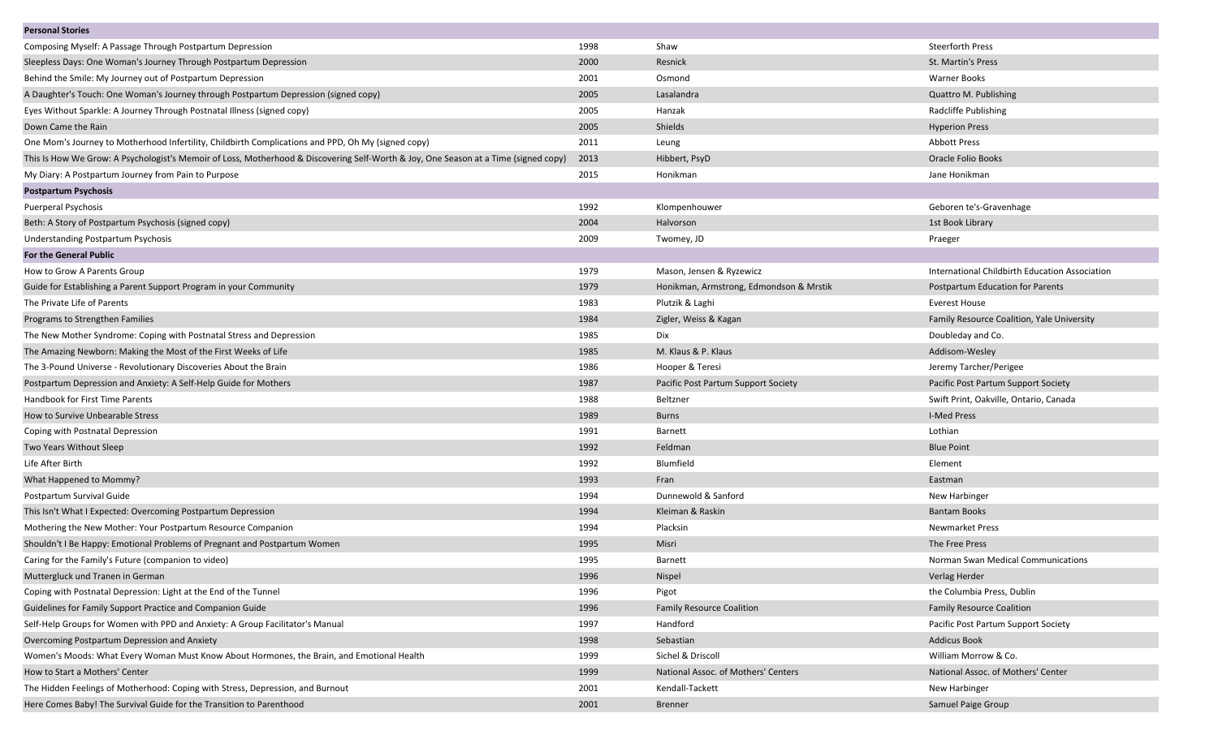| Personal Stories | | | |
|---|---|---|---|
| Composing Myself: A Passage Through Postpartum Depression | 1998 | Shaw | Steerforth Press |
| Sleepless Days: One Woman's Journey Through Postpartum Depression | 2000 | Resnick | St. Martin's Press |
| Behind the Smile: My Journey out of Postpartum Depression | 2001 | Osmond | Warner Books |
| A Daughter's Touch: One Woman's Journey through Postpartum Depression (signed copy) | 2005 | Lasalandra | Quattro M. Publishing |
| Eyes Without Sparkle: A Journey Through Postnatal Illness (signed copy) | 2005 | Hanzak | Radcliffe Publishing |
| Down Came the Rain | 2005 | Shields | Hyperion Press |
| One Mom's Journey to Motherhood Infertility, Childbirth Complications and PPD, Oh My (signed copy) | 2011 | Leung | Abbott Press |
| This Is How We Grow: A Psychologist's Memoir of Loss, Motherhood & Discovering Self-Worth & Joy, One Season at a Time (signed copy) | 2013 | Hibbert, PsyD | Oracle Folio Books |
| My Diary: A Postpartum Journey from Pain to Purpose | 2015 | Honikman | Jane Honikman |
| **Postpartum Psychosis** | | | |
| Puerperal Psychosis | 1992 | Klompenhouwer | Geboren te's-Gravenhage |
| Beth: A Story of Postpartum Psychosis (signed copy) | 2004 | Halvorson | 1st Book Library |
| Understanding Postpartum Psychosis | 2009 | Twomey, JD | Praeger |
| **For the General Public** | | | |
| How to Grow A Parents Group | 1979 | Mason, Jensen & Ryzewicz | International Childbirth Education Association |
| Guide for Establishing a Parent Support Program in your Community | 1979 | Honikman, Armstrong, Edmondson & Mrstik | Postpartum Education for Parents |
| The Private Life of Parents | 1983 | Plutzik & Laghi | Everest House |
| Programs to Strengthen Families | 1984 | Zigler, Weiss & Kagan | Family Resource Coalition, Yale University |
| The New Mother Syndrome: Coping with Postnatal Stress and Depression | 1985 | Dix | Doubleday and Co. |
| The Amazing Newborn: Making the Most of the First Weeks of Life | 1985 | M. Klaus & P. Klaus | Addisom-Wesley |
| The 3-Pound Universe - Revolutionary Discoveries About the Brain | 1986 | Hooper & Teresi | Jeremy Tarcher/Perigee |
| Postpartum Depression and Anxiety: A Self-Help Guide for Mothers | 1987 | Pacific Post Partum Support Society | Pacific Post Partum Support Society |
| Handbook for First Time Parents | 1988 | Beltzner | Swift Print, Oakville, Ontario, Canada |
| How to Survive Unbearable Stress | 1989 | Burns | I-Med Press |
| Coping with Postnatal Depression | 1991 | Barnett | Lothian |
| Two Years Without Sleep | 1992 | Feldman | Blue Point |
| Life After Birth | 1992 | Blumfield | Element |
| What Happened to Mommy? | 1993 | Fran | Eastman |
| Postpartum Survival Guide | 1994 | Dunnewold & Sanford | New Harbinger |
| This Isn't What I Expected: Overcoming Postpartum Depression | 1994 | Kleiman & Raskin | Bantam Books |
| Mothering the New Mother: Your Postpartum Resource Companion | 1994 | Placksin | Newmarket Press |
| Shouldn't I Be Happy: Emotional Problems of Pregnant and Postpartum Women | 1995 | Misri | The Free Press |
| Caring for the Family's Future (companion to video) | 1995 | Barnett | Norman Swan Medical Communications |
| Muttergluck und Tranen in German | 1996 | Nispel | Verlag Herder |
| Coping with Postnatal Depression: Light at the End of the Tunnel | 1996 | Pigot | the Columbia Press, Dublin |
| Guidelines for Family Support Practice and Companion Guide | 1996 | Family Resource Coalition | Family Resource Coalition |
| Self-Help Groups for Women with PPD and Anxiety: A Group Facilitator's Manual | 1997 | Handford | Pacific Post Partum Support Society |
| Overcoming Postpartum Depression and Anxiety | 1998 | Sebastian | Addicus Book |
| Women's Moods: What Every Woman Must Know About Hormones, the Brain, and Emotional Health | 1999 | Sichel & Driscoll | William Morrow & Co. |
| How to Start a Mothers' Center | 1999 | National Assoc. of Mothers' Centers | National Assoc. of Mothers' Center |
| The Hidden Feelings of Motherhood: Coping with Stress, Depression, and Burnout | 2001 | Kendall-Tackett | New Harbinger |
| Here Comes Baby! The Survival Guide for the Transition to Parenthood | 2001 | Brenner | Samuel Paige Group |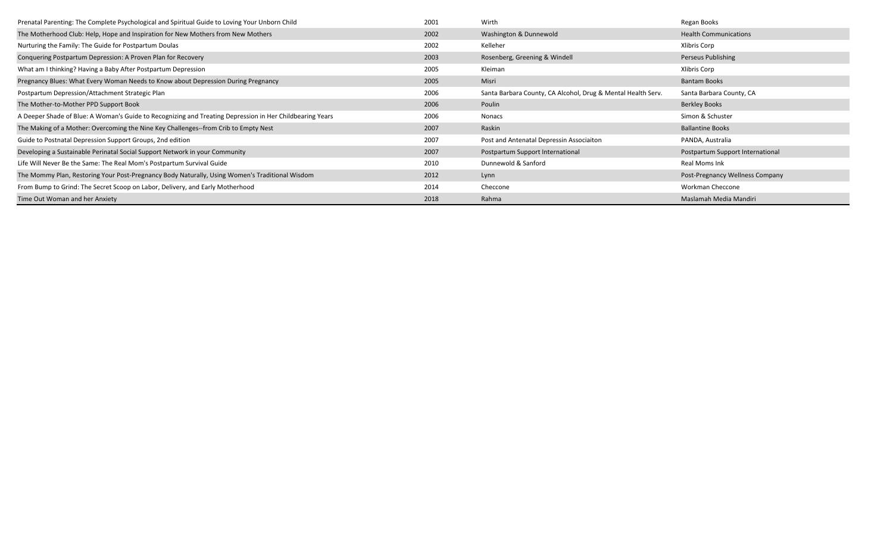| | | | |
|---|---|---|---|
| Prenatal Parenting: The Complete Psychological and Spiritual Guide to Loving Your Unborn Child | 2001 | Wirth | Regan Books |
| The Motherhood Club: Help, Hope and Inspiration for New Mothers from New Mothers | 2002 | Washington & Dunnewold | Health Communications |
| Nurturing the Family: The Guide for Postpartum Doulas | 2002 | Kelleher | Xlibris Corp |
| Conquering Postpartum Depression: A Proven Plan for Recovery | 2003 | Rosenberg, Greening & Windell | Perseus Publishing |
| What am I thinking? Having a Baby After Postpartum Depression | 2005 | Kleiman | Xlibris Corp |
| Pregnancy Blues: What Every Woman Needs to Know about Depression During Pregnancy | 2005 | Misri | Bantam Books |
| Postpartum Depression/Attachment Strategic Plan | 2006 | Santa Barbara County, CA Alcohol, Drug & Mental Health Serv. | Santa Barbara County, CA |
| The Mother-to-Mother PPD Support Book | 2006 | Poulin | Berkley Books |
| A Deeper Shade of Blue: A Woman's Guide to Recognizing and Treating Depression in Her Childbearing Years | 2006 | Nonacs | Simon & Schuster |
| The Making of a Mother: Overcoming the Nine Key Challenges--from Crib to Empty Nest | 2007 | Raskin | Ballantine Books |
| Guide to Postnatal Depression Support Groups, 2nd edition | 2007 | Post and Antenatal Depressin Associaiton | PANDA, Australia |
| Developing a Sustainable Perinatal Social Support Network in your Community | 2007 | Postpartum Support International | Postpartum Support International |
| Life Will Never Be the Same: The Real Mom's Postpartum Survival Guide | 2010 | Dunnewold & Sanford | Real Moms Ink |
| The Mommy Plan, Restoring Your Post-Pregnancy Body Naturally, Using Women's Traditional Wisdom | 2012 | Lynn | Post-Pregnancy Wellness Company |
| From Bump to Grind: The Secret Scoop on Labor, Delivery, and Early Motherhood | 2014 | Checcone | Workman Checcone |
| Time Out Woman and her Anxiety | 2018 | Rahma | Maslamah Media Mandiri |